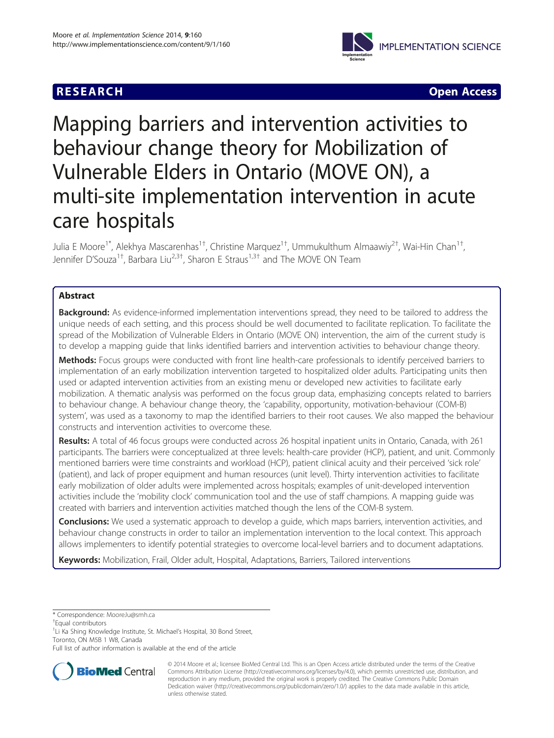RESEARCH Open Access

# Mapping barriers and intervention activities to behaviour change theory for Mobilization of Vulnerable Elders in Ontario (MOVE ON), a multi-site implementation intervention in acute care hospitals

Julia E Moore[1*], Alekhya Mascarenhas[1†], Christine Marquez[1†], Ummukulthum Almaawiy[2†], Wai-Hin Chan[1†], Jennifer D'Souza[1†], Barbara Liu[2,3†], Sharon E Straus[1,3†] and The MOVE ON Team

## Abstract

**Background:** As evidence-informed implementation interventions spread, they need to be tailored to address the unique needs of each setting, and this process should be well documented to facilitate replication. To facilitate the spread of the Mobilization of Vulnerable Elders in Ontario (MOVE ON) intervention, the aim of the current study is to develop a mapping guide that links identified barriers and intervention activities to behaviour change theory.

**Methods:** Focus groups were conducted with front line health-care professionals to identify perceived barriers to implementation of an early mobilization intervention targeted to hospitalized older adults. Participating units then used or adapted intervention activities from an existing menu or developed new activities to facilitate early mobilization. A thematic analysis was performed on the focus group data, emphasizing concepts related to barriers to behaviour change. A behaviour change theory, the 'capability, opportunity, motivation-behaviour (COM-B) system', was used as a taxonomy to map the identified barriers to their root causes. We also mapped the behaviour constructs and intervention activities to overcome these.

**Results:** A total of 46 focus groups were conducted across 26 hospital inpatient units in Ontario, Canada, with 261 participants. The barriers were conceptualized at three levels: health-care provider (HCP), patient, and unit. Commonly mentioned barriers were time constraints and workload (HCP), patient clinical acuity and their perceived 'sick role' (patient), and lack of proper equipment and human resources (unit level). Thirty intervention activities to facilitate early mobilization of older adults were implemented across hospitals; examples of unit-developed intervention activities include the 'mobility clock' communication tool and the use of staff champions. A mapping guide was created with barriers and intervention activities matched though the lens of the COM-B system.

**Conclusions:** We used a systematic approach to develop a guide, which maps barriers, intervention activities, and behaviour change constructs in order to tailor an implementation intervention to the local context. This approach allows implementers to identify potential strategies to overcome local-level barriers and to document adaptations.

**Keywords:** Mobilization, Frail, Older adult, Hospital, Adaptations, Barriers, Tailored interventions

---

\* Correspondence: MooreJu@smh.ca

†Equal contributors

[1]Li Ka Shing Knowledge Institute, St. Michael's Hospital, 30 Bond Street, Toronto, ON M5B 1 W8, Canada

Full list of author information is available at the end of the article

© 2014 Moore et al.; licensee BioMed Central Ltd. This is an Open Access article distributed under the terms of the Creative Commons Attribution License (http://creativecommons.org/licenses/by/4.0), which permits unrestricted use, distribution, and reproduction in any medium, provided the original work is properly credited. The Creative Commons Public Domain Dedication waiver (http://creativecommons.org/publicdomain/zero/1.0/) applies to the data made available in this article, unless otherwise stated.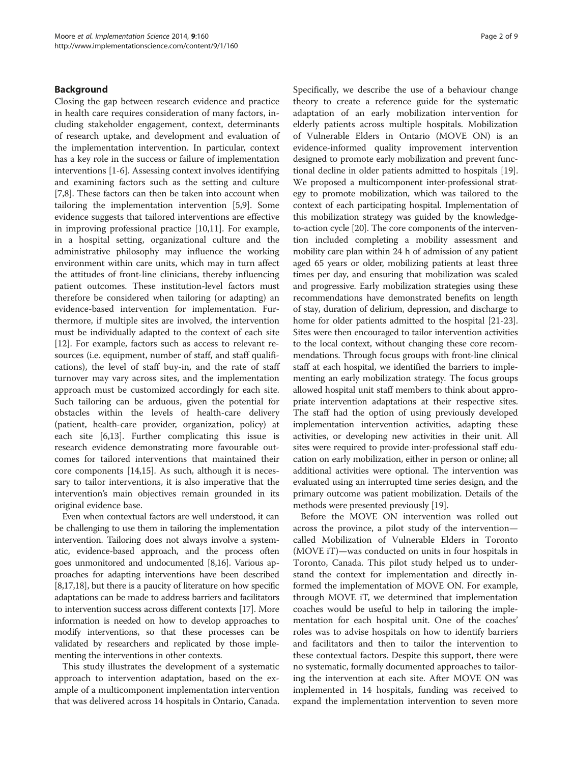## Background

Closing the gap between research evidence and practice in health care requires consideration of many factors, including stakeholder engagement, context, determinants of research uptake, and development and evaluation of the implementation intervention. In particular, context has a key role in the success or failure of implementation interventions [1-6]. Assessing context involves identifying and examining factors such as the setting and culture [7,8]. These factors can then be taken into account when tailoring the implementation intervention [5,9]. Some evidence suggests that tailored interventions are effective in improving professional practice [10,11]. For example, in a hospital setting, organizational culture and the administrative philosophy may influence the working environment within care units, which may in turn affect the attitudes of front-line clinicians, thereby influencing patient outcomes. These institution-level factors must therefore be considered when tailoring (or adapting) an evidence-based intervention for implementation. Furthermore, if multiple sites are involved, the intervention must be individually adapted to the context of each site [12]. For example, factors such as access to relevant resources (i.e. equipment, number of staff, and staff qualifications), the level of staff buy-in, and the rate of staff turnover may vary across sites, and the implementation approach must be customized accordingly for each site. Such tailoring can be arduous, given the potential for obstacles within the levels of health-care delivery (patient, health-care provider, organization, policy) at each site [6,13]. Further complicating this issue is research evidence demonstrating more favourable outcomes for tailored interventions that maintained their core components [14,15]. As such, although it is necessary to tailor interventions, it is also imperative that the intervention's main objectives remain grounded in its original evidence base.

Even when contextual factors are well understood, it can be challenging to use them in tailoring the implementation intervention. Tailoring does not always involve a systematic, evidence-based approach, and the process often goes unmonitored and undocumented [8,16]. Various approaches for adapting interventions have been described [8,17,18], but there is a paucity of literature on how specific adaptations can be made to address barriers and facilitators to intervention success across different contexts [17]. More information is needed on how to develop approaches to modify interventions, so that these processes can be validated by researchers and replicated by those implementing the interventions in other contexts.

This study illustrates the development of a systematic approach to intervention adaptation, based on the example of a multicomponent implementation intervention that was delivered across 14 hospitals in Ontario, Canada. Specifically, we describe the use of a behaviour change theory to create a reference guide for the systematic adaptation of an early mobilization intervention for elderly patients across multiple hospitals. Mobilization of Vulnerable Elders in Ontario (MOVE ON) is an evidence-informed quality improvement intervention designed to promote early mobilization and prevent functional decline in older patients admitted to hospitals [19]. We proposed a multicomponent inter-professional strategy to promote mobilization, which was tailored to the context of each participating hospital. Implementation of this mobilization strategy was guided by the knowledge-to-action cycle [20]. The core components of the intervention included completing a mobility assessment and mobility care plan within 24 h of admission of any patient aged 65 years or older, mobilizing patients at least three times per day, and ensuring that mobilization was scaled and progressive. Early mobilization strategies using these recommendations have demonstrated benefits on length of stay, duration of delirium, depression, and discharge to home for older patients admitted to the hospital [21-23]. Sites were then encouraged to tailor intervention activities to the local context, without changing these core recommendations. Through focus groups with front-line clinical staff at each hospital, we identified the barriers to implementing an early mobilization strategy. The focus groups allowed hospital unit staff members to think about appropriate intervention adaptations at their respective sites. The staff had the option of using previously developed implementation intervention activities, adapting these activities, or developing new activities in their unit. All sites were required to provide inter-professional staff education on early mobilization, either in person or online; all additional activities were optional. The intervention was evaluated using an interrupted time series design, and the primary outcome was patient mobilization. Details of the methods were presented previously [19].

Before the MOVE ON intervention was rolled out across the province, a pilot study of the intervention—called Mobilization of Vulnerable Elders in Toronto (MOVE iT)—was conducted on units in four hospitals in Toronto, Canada. This pilot study helped us to understand the context for implementation and directly informed the implementation of MOVE ON. For example, through MOVE iT, we determined that implementation coaches would be useful to help in tailoring the implementation for each hospital unit. One of the coaches' roles was to advise hospitals on how to identify barriers and facilitators and then to tailor the intervention to these contextual factors. Despite this support, there were no systematic, formally documented approaches to tailoring the intervention at each site. After MOVE ON was implemented in 14 hospitals, funding was received to expand the implementation intervention to seven more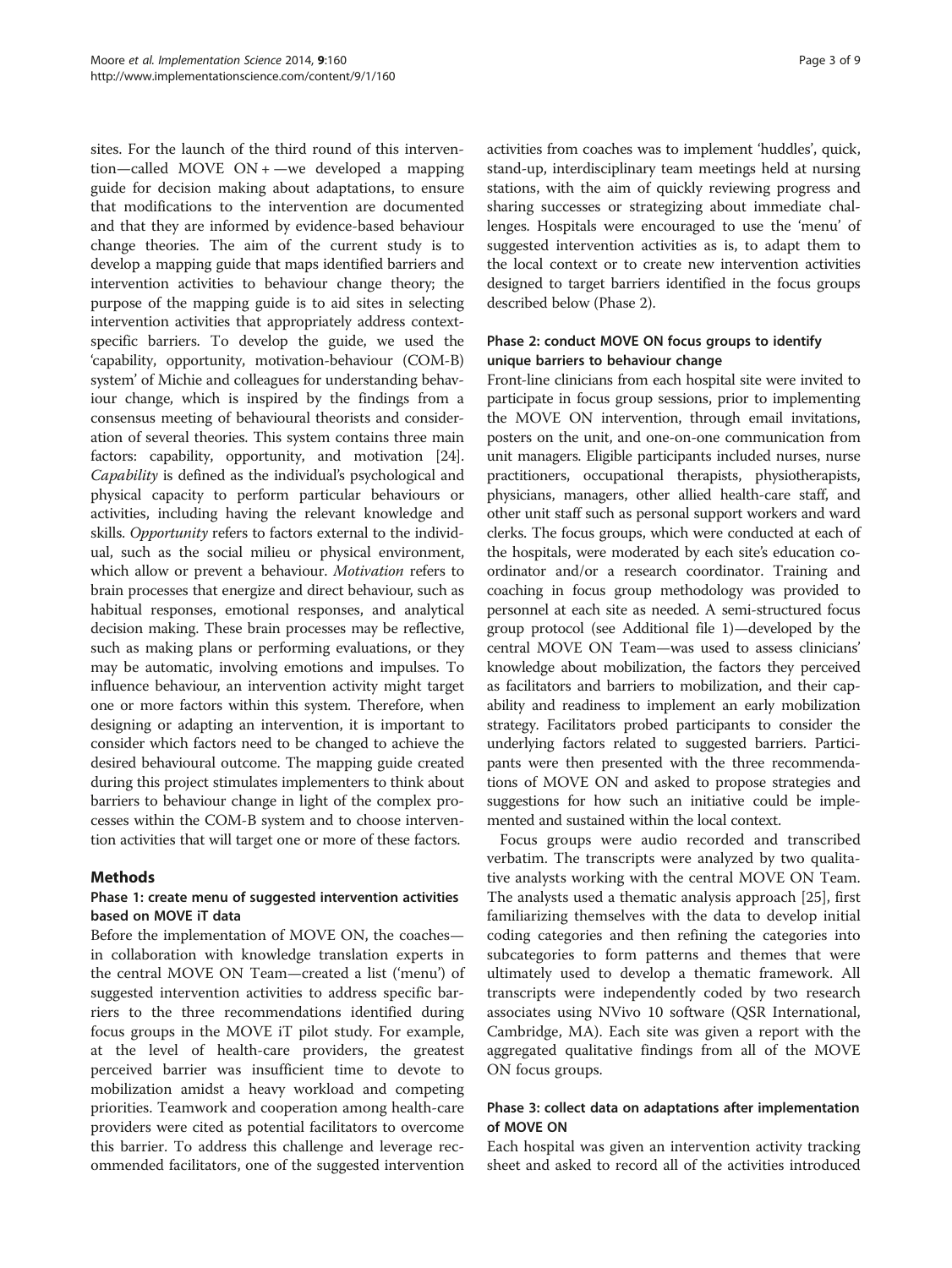sites. For the launch of the third round of this intervention—called MOVE ON + —we developed a mapping guide for decision making about adaptations, to ensure that modifications to the intervention are documented and that they are informed by evidence-based behaviour change theories. The aim of the current study is to develop a mapping guide that maps identified barriers and intervention activities to behaviour change theory; the purpose of the mapping guide is to aid sites in selecting intervention activities that appropriately address context-specific barriers. To develop the guide, we used the 'capability, opportunity, motivation-behaviour (COM-B) system' of Michie and colleagues for understanding behaviour change, which is inspired by the findings from a consensus meeting of behavioural theorists and consideration of several theories. This system contains three main factors: capability, opportunity, and motivation [24]. *Capability* is defined as the individual's psychological and physical capacity to perform particular behaviours or activities, including having the relevant knowledge and skills. *Opportunity* refers to factors external to the individual, such as the social milieu or physical environment, which allow or prevent a behaviour. *Motivation* refers to brain processes that energize and direct behaviour, such as habitual responses, emotional responses, and analytical decision making. These brain processes may be reflective, such as making plans or performing evaluations, or they may be automatic, involving emotions and impulses. To influence behaviour, an intervention activity might target one or more factors within this system. Therefore, when designing or adapting an intervention, it is important to consider which factors need to be changed to achieve the desired behavioural outcome. The mapping guide created during this project stimulates implementers to think about barriers to behaviour change in light of the complex processes within the COM-B system and to choose intervention activities that will target one or more of these factors.

## Methods

### Phase 1: create menu of suggested intervention activities based on MOVE iT data

Before the implementation of MOVE ON, the coaches—in collaboration with knowledge translation experts in the central MOVE ON Team—created a list ('menu') of suggested intervention activities to address specific barriers to the three recommendations identified during focus groups in the MOVE iT pilot study. For example, at the level of health-care providers, the greatest perceived barrier was insufficient time to devote to mobilization amidst a heavy workload and competing priorities. Teamwork and cooperation among health-care providers were cited as potential facilitators to overcome this barrier. To address this challenge and leverage recommended facilitators, one of the suggested intervention activities from coaches was to implement 'huddles', quick, stand-up, interdisciplinary team meetings held at nursing stations, with the aim of quickly reviewing progress and sharing successes or strategizing about immediate challenges. Hospitals were encouraged to use the 'menu' of suggested intervention activities as is, to adapt them to the local context or to create new intervention activities designed to target barriers identified in the focus groups described below (Phase 2).

### Phase 2: conduct MOVE ON focus groups to identify unique barriers to behaviour change

Front-line clinicians from each hospital site were invited to participate in focus group sessions, prior to implementing the MOVE ON intervention, through email invitations, posters on the unit, and one-on-one communication from unit managers. Eligible participants included nurses, nurse practitioners, occupational therapists, physiotherapists, physicians, managers, other allied health-care staff, and other unit staff such as personal support workers and ward clerks. The focus groups, which were conducted at each of the hospitals, were moderated by each site's education coordinator and/or a research coordinator. Training and coaching in focus group methodology was provided to personnel at each site as needed. A semi-structured focus group protocol (see Additional file 1)—developed by the central MOVE ON Team—was used to assess clinicians' knowledge about mobilization, the factors they perceived as facilitators and barriers to mobilization, and their capability and readiness to implement an early mobilization strategy. Facilitators probed participants to consider the underlying factors related to suggested barriers. Participants were then presented with the three recommendations of MOVE ON and asked to propose strategies and suggestions for how such an initiative could be implemented and sustained within the local context.

Focus groups were audio recorded and transcribed verbatim. The transcripts were analyzed by two qualitative analysts working with the central MOVE ON Team. The analysts used a thematic analysis approach [25], first familiarizing themselves with the data to develop initial coding categories and then refining the categories into subcategories to form patterns and themes that were ultimately used to develop a thematic framework. All transcripts were independently coded by two research associates using NVivo 10 software (QSR International, Cambridge, MA). Each site was given a report with the aggregated qualitative findings from all of the MOVE ON focus groups.

### Phase 3: collect data on adaptations after implementation of MOVE ON

Each hospital was given an intervention activity tracking sheet and asked to record all of the activities introduced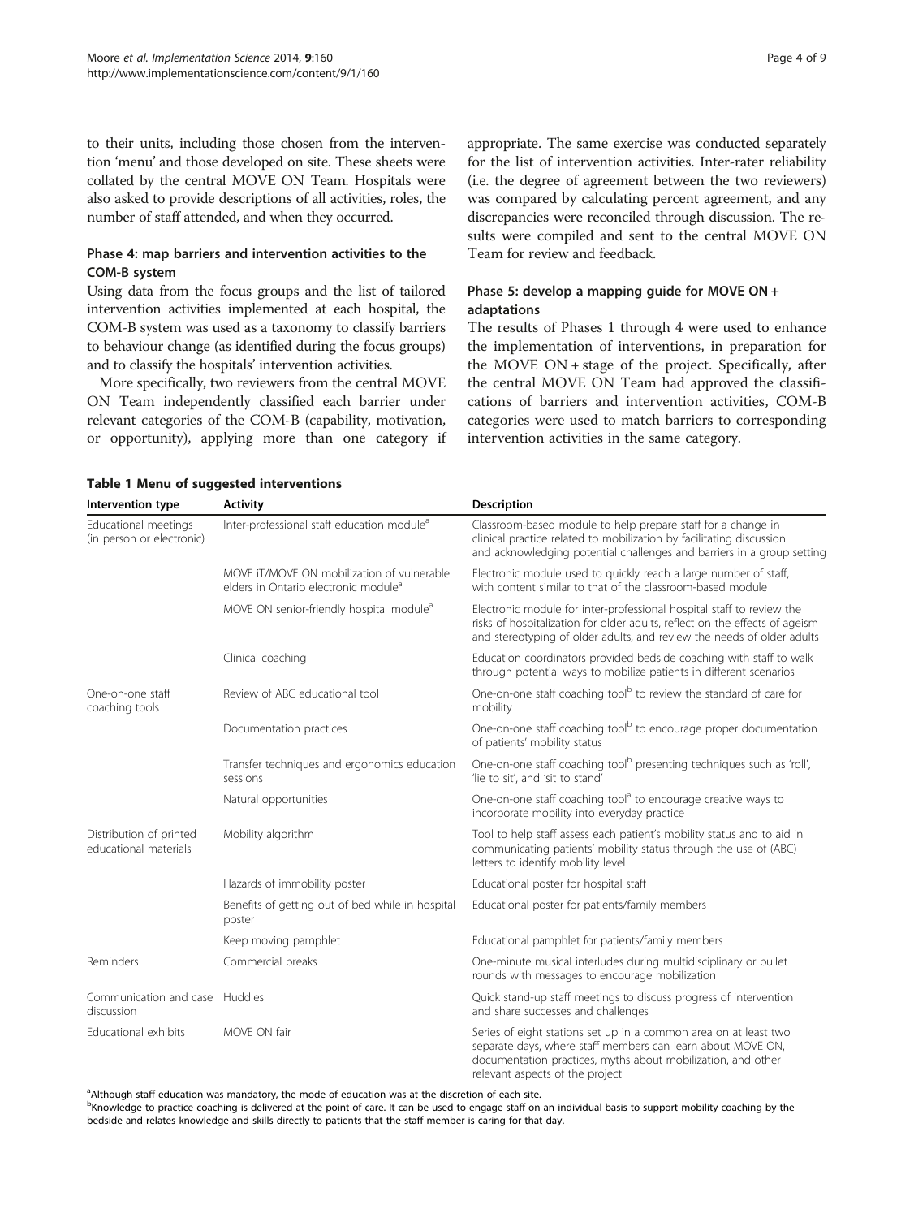to their units, including those chosen from the intervention 'menu' and those developed on site. These sheets were collated by the central MOVE ON Team. Hospitals were also asked to provide descriptions of all activities, roles, the number of staff attended, and when they occurred.

### Phase 4: map barriers and intervention activities to the COM-B system

Using data from the focus groups and the list of tailored intervention activities implemented at each hospital, the COM-B system was used as a taxonomy to classify barriers to behaviour change (as identified during the focus groups) and to classify the hospitals' intervention activities.

More specifically, two reviewers from the central MOVE ON Team independently classified each barrier under relevant categories of the COM-B (capability, motivation, or opportunity), applying more than one category if appropriate. The same exercise was conducted separately for the list of intervention activities. Inter-rater reliability (i.e. the degree of agreement between the two reviewers) was compared by calculating percent agreement, and any discrepancies were reconciled through discussion. The results were compiled and sent to the central MOVE ON Team for review and feedback.

### Phase 5: develop a mapping guide for MOVE ON + adaptations

The results of Phases 1 through 4 were used to enhance the implementation of interventions, in preparation for the MOVE ON + stage of the project. Specifically, after the central MOVE ON Team had approved the classifications of barriers and intervention activities, COM-B categories were used to match barriers to corresponding intervention activities in the same category.

**Table 1 Menu of suggested interventions**

| Intervention type | Activity | Description |
|---|---|---|
| Educational meetings (in person or electronic) | Inter-professional staff education module[a] | Classroom-based module to help prepare staff for a change in clinical practice related to mobilization by facilitating discussion and acknowledging potential challenges and barriers in a group setting |
| | MOVE iT/MOVE ON mobilization of vulnerable elders in Ontario electronic module[a] | Electronic module used to quickly reach a large number of staff, with content similar to that of the classroom-based module |
| | MOVE ON senior-friendly hospital module[a] | Electronic module for inter-professional hospital staff to review the risks of hospitalization for older adults, reflect on the effects of ageism and stereotyping of older adults, and review the needs of older adults |
| | Clinical coaching | Education coordinators provided bedside coaching with staff to walk through potential ways to mobilize patients in different scenarios |
| One-on-one staff coaching tools | Review of ABC educational tool | One-on-one staff coaching tool[b] to review the standard of care for mobility |
| | Documentation practices | One-on-one staff coaching tool[b] to encourage proper documentation of patients' mobility status |
| | Transfer techniques and ergonomics education sessions | One-on-one staff coaching tool[b] presenting techniques such as 'roll', 'lie to sit', and 'sit to stand' |
| | Natural opportunities | One-on-one staff coaching tool[a] to encourage creative ways to incorporate mobility into everyday practice |
| Distribution of printed educational materials | Mobility algorithm | Tool to help staff assess each patient's mobility status and to aid in communicating patients' mobility status through the use of (ABC) letters to identify mobility level |
| | Hazards of immobility poster | Educational poster for hospital staff |
| | Benefits of getting out of bed while in hospital poster | Educational poster for patients/family members |
| | Keep moving pamphlet | Educational pamphlet for patients/family members |
| Reminders | Commercial breaks | One-minute musical interludes during multidisciplinary or bullet rounds with messages to encourage mobilization |
| Communication and case discussion | Huddles | Quick stand-up staff meetings to discuss progress of intervention and share successes and challenges |
| Educational exhibits | MOVE ON fair | Series of eight stations set up in a common area on at least two separate days, where staff members can learn about MOVE ON, documentation practices, myths about mobilization, and other relevant aspects of the project |

[a]Although staff education was mandatory, the mode of education was at the discretion of each site.
[b]Knowledge-to-practice coaching is delivered at the point of care. It can be used to engage staff on an individual basis to support mobility coaching by the bedside and relates knowledge and skills directly to patients that the staff member is caring for that day.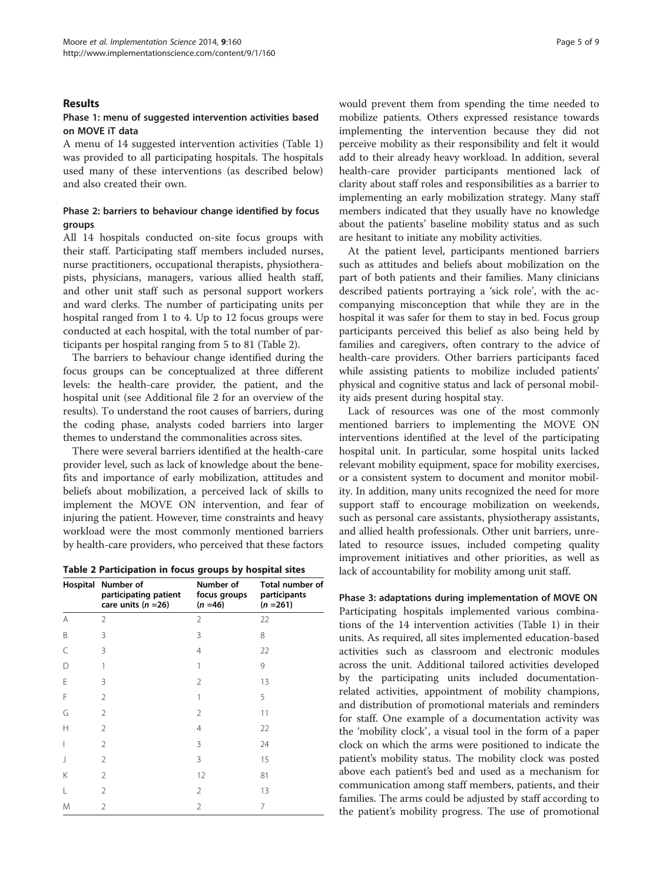## Results

### Phase 1: menu of suggested intervention activities based on MOVE iT data

A menu of 14 suggested intervention activities (Table 1) was provided to all participating hospitals. The hospitals used many of these interventions (as described below) and also created their own.

### Phase 2: barriers to behaviour change identified by focus groups

All 14 hospitals conducted on-site focus groups with their staff. Participating staff members included nurses, nurse practitioners, occupational therapists, physiotherapists, physicians, managers, various allied health staff, and other unit staff such as personal support workers and ward clerks. The number of participating units per hospital ranged from 1 to 4. Up to 12 focus groups were conducted at each hospital, with the total number of participants per hospital ranging from 5 to 81 (Table 2).

The barriers to behaviour change identified during the focus groups can be conceptualized at three different levels: the health-care provider, the patient, and the hospital unit (see Additional file 2 for an overview of the results). To understand the root causes of barriers, during the coding phase, analysts coded barriers into larger themes to understand the commonalities across sites.

There were several barriers identified at the health-care provider level, such as lack of knowledge about the benefits and importance of early mobilization, attitudes and beliefs about mobilization, a perceived lack of skills to implement the MOVE ON intervention, and fear of injuring the patient. However, time constraints and heavy workload were the most commonly mentioned barriers by health-care providers, who perceived that these factors would prevent them from spending the time needed to mobilize patients. Others expressed resistance towards implementing the intervention because they did not perceive mobility as their responsibility and felt it would add to their already heavy workload. In addition, several health-care provider participants mentioned lack of clarity about staff roles and responsibilities as a barrier to implementing an early mobilization strategy. Many staff members indicated that they usually have no knowledge about the patients' baseline mobility status and as such are hesitant to initiate any mobility activities.

**Table 2 Participation in focus groups by hospital sites**

| Hospital | Number of participating patient care units ($n$ =26) | Number of focus groups ($n$ =46) | Total number of participants ($n$ =261) |
|---|---|---|---|
| A | 2 | 2 | 22 |
| B | 3 | 3 | 8 |
| C | 3 | 4 | 22 |
| D | 1 | 1 | 9 |
| E | 3 | 2 | 13 |
| F | 2 | 1 | 5 |
| G | 2 | 2 | 11 |
| H | 2 | 4 | 22 |
| I | 2 | 3 | 24 |
| J | 2 | 3 | 15 |
| K | 2 | 12 | 81 |
| L | 2 | 2 | 13 |
| M | 2 | 2 | 7 |

At the patient level, participants mentioned barriers such as attitudes and beliefs about mobilization on the part of both patients and their families. Many clinicians described patients portraying a 'sick role', with the accompanying misconception that while they are in the hospital it was safer for them to stay in bed. Focus group participants perceived this belief as also being held by families and caregivers, often contrary to the advice of health-care providers. Other barriers participants faced while assisting patients to mobilize included patients' physical and cognitive status and lack of personal mobility aids present during hospital stay.

Lack of resources was one of the most commonly mentioned barriers to implementing the MOVE ON interventions identified at the level of the participating hospital unit. In particular, some hospital units lacked relevant mobility equipment, space for mobility exercises, or a consistent system to document and monitor mobility. In addition, many units recognized the need for more support staff to encourage mobilization on weekends, such as personal care assistants, physiotherapy assistants, and allied health professionals. Other unit barriers, unrelated to resource issues, included competing quality improvement initiatives and other priorities, as well as lack of accountability for mobility among unit staff.

### Phase 3: adaptations during implementation of MOVE ON

Participating hospitals implemented various combinations of the 14 intervention activities (Table 1) in their units. As required, all sites implemented education-based activities such as classroom and electronic modules across the unit. Additional tailored activities developed by the participating units included documentation-related activities, appointment of mobility champions, and distribution of promotional materials and reminders for staff. One example of a documentation activity was the 'mobility clock', a visual tool in the form of a paper clock on which the arms were positioned to indicate the patient's mobility status. The mobility clock was posted above each patient's bed and used as a mechanism for communication among staff members, patients, and their families. The arms could be adjusted by staff according to the patient's mobility progress. The use of promotional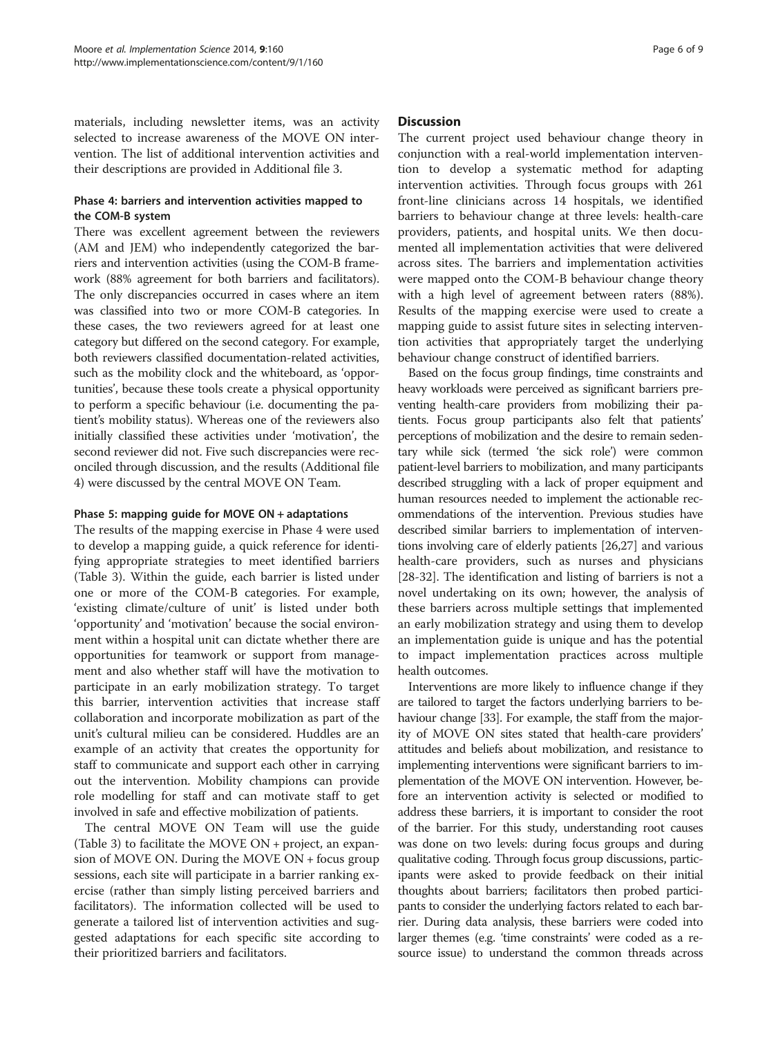materials, including newsletter items, was an activity selected to increase awareness of the MOVE ON intervention. The list of additional intervention activities and their descriptions are provided in Additional file 3.

### Phase 4: barriers and intervention activities mapped to the COM-B system

There was excellent agreement between the reviewers (AM and JEM) who independently categorized the barriers and intervention activities (using the COM-B framework (88% agreement for both barriers and facilitators). The only discrepancies occurred in cases where an item was classified into two or more COM-B categories. In these cases, the two reviewers agreed for at least one category but differed on the second category. For example, both reviewers classified documentation-related activities, such as the mobility clock and the whiteboard, as 'opportunities', because these tools create a physical opportunity to perform a specific behaviour (i.e. documenting the patient's mobility status). Whereas one of the reviewers also initially classified these activities under 'motivation', the second reviewer did not. Five such discrepancies were reconciled through discussion, and the results (Additional file 4) were discussed by the central MOVE ON Team.

### Phase 5: mapping guide for MOVE ON + adaptations

The results of the mapping exercise in Phase 4 were used to develop a mapping guide, a quick reference for identifying appropriate strategies to meet identified barriers (Table 3). Within the guide, each barrier is listed under one or more of the COM-B categories. For example, 'existing climate/culture of unit' is listed under both 'opportunity' and 'motivation' because the social environment within a hospital unit can dictate whether there are opportunities for teamwork or support from management and also whether staff will have the motivation to participate in an early mobilization strategy. To target this barrier, intervention activities that increase staff collaboration and incorporate mobilization as part of the unit's cultural milieu can be considered. Huddles are an example of an activity that creates the opportunity for staff to communicate and support each other in carrying out the intervention. Mobility champions can provide role modelling for staff and can motivate staff to get involved in safe and effective mobilization of patients.

The central MOVE ON Team will use the guide (Table 3) to facilitate the MOVE ON + project, an expansion of MOVE ON. During the MOVE ON + focus group sessions, each site will participate in a barrier ranking exercise (rather than simply listing perceived barriers and facilitators). The information collected will be used to generate a tailored list of intervention activities and suggested adaptations for each specific site according to their prioritized barriers and facilitators.

## Discussion

The current project used behaviour change theory in conjunction with a real-world implementation intervention to develop a systematic method for adapting intervention activities. Through focus groups with 261 front-line clinicians across 14 hospitals, we identified barriers to behaviour change at three levels: health-care providers, patients, and hospital units. We then documented all implementation activities that were delivered across sites. The barriers and implementation activities were mapped onto the COM-B behaviour change theory with a high level of agreement between raters (88%). Results of the mapping exercise were used to create a mapping guide to assist future sites in selecting intervention activities that appropriately target the underlying behaviour change construct of identified barriers.

Based on the focus group findings, time constraints and heavy workloads were perceived as significant barriers preventing health-care providers from mobilizing their patients. Focus group participants also felt that patients' perceptions of mobilization and the desire to remain sedentary while sick (termed 'the sick role') were common patient-level barriers to mobilization, and many participants described struggling with a lack of proper equipment and human resources needed to implement the actionable recommendations of the intervention. Previous studies have described similar barriers to implementation of interventions involving care of elderly patients [26,27] and various health-care providers, such as nurses and physicians [28-32]. The identification and listing of barriers is not a novel undertaking on its own; however, the analysis of these barriers across multiple settings that implemented an early mobilization strategy and using them to develop an implementation guide is unique and has the potential to impact implementation practices across multiple health outcomes.

Interventions are more likely to influence change if they are tailored to target the factors underlying barriers to behaviour change [33]. For example, the staff from the majority of MOVE ON sites stated that health-care providers' attitudes and beliefs about mobilization, and resistance to implementing interventions were significant barriers to implementation of the MOVE ON intervention. However, before an intervention activity is selected or modified to address these barriers, it is important to consider the root of the barrier. For this study, understanding root causes was done on two levels: during focus groups and during qualitative coding. Through focus group discussions, participants were asked to provide feedback on their initial thoughts about barriers; facilitators then probed participants to consider the underlying factors related to each barrier. During data analysis, these barriers were coded into larger themes (e.g. 'time constraints' were coded as a resource issue) to understand the common threads across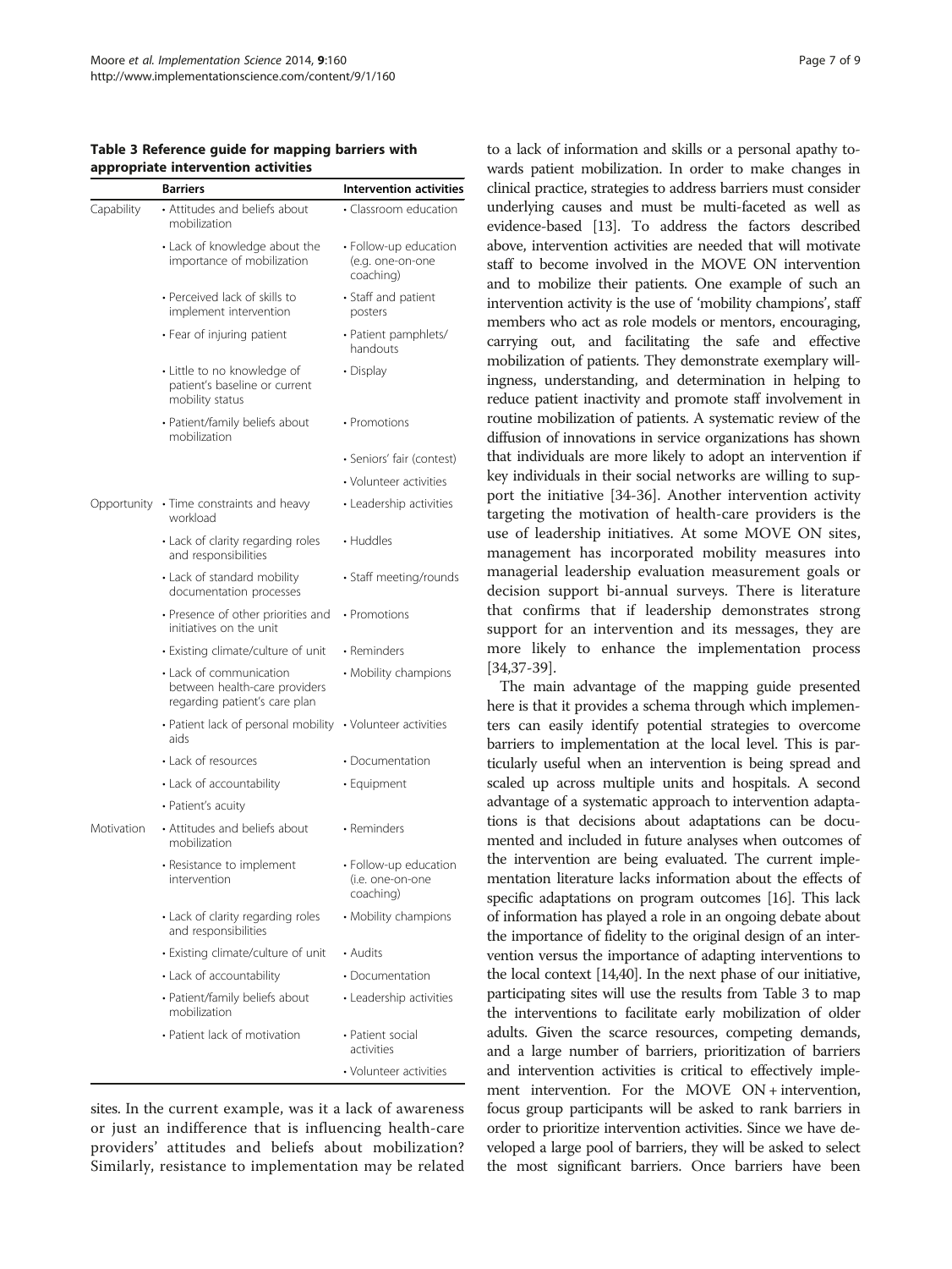**Table 3 Reference guide for mapping barriers with appropriate intervention activities**

| | Barriers | Intervention activities |
|---|---|---|
| Capability | • Attitudes and beliefs about mobilization | • Classroom education |
| | • Lack of knowledge about the importance of mobilization | • Follow-up education (e.g. one-on-one coaching) |
| | • Perceived lack of skills to implement intervention | • Staff and patient posters |
| | • Fear of injuring patient | • Patient pamphlets/ handouts |
| | • Little to no knowledge of patient's baseline or current mobility status | • Display |
| | • Patient/family beliefs about mobilization | • Promotions |
| | | • Seniors' fair (contest) |
| | | • Volunteer activities |
| Opportunity | • Time constraints and heavy workload | • Leadership activities |
| | • Lack of clarity regarding roles and responsibilities | • Huddles |
| | • Lack of standard mobility documentation processes | • Staff meeting/rounds |
| | • Presence of other priorities and initiatives on the unit | • Promotions |
| | • Existing climate/culture of unit | • Reminders |
| | • Lack of communication between health-care providers regarding patient's care plan | • Mobility champions |
| | • Patient lack of personal mobility aids | • Volunteer activities |
| | • Lack of resources | • Documentation |
| | • Lack of accountability | • Equipment |
| | • Patient's acuity | |
| Motivation | • Attitudes and beliefs about mobilization | • Reminders |
| | • Resistance to implement intervention | • Follow-up education (i.e. one-on-one coaching) |
| | • Lack of clarity regarding roles and responsibilities | • Mobility champions |
| | • Existing climate/culture of unit | • Audits |
| | • Lack of accountability | • Documentation |
| | • Patient/family beliefs about mobilization | • Leadership activities |
| | • Patient lack of motivation | • Patient social activities |
| | | • Volunteer activities |

sites. In the current example, was it a lack of awareness or just an indifference that is influencing health-care providers' attitudes and beliefs about mobilization? Similarly, resistance to implementation may be related to a lack of information and skills or a personal apathy towards patient mobilization. In order to make changes in clinical practice, strategies to address barriers must consider underlying causes and must be multi-faceted as well as evidence-based [13]. To address the factors described above, intervention activities are needed that will motivate staff to become involved in the MOVE ON intervention and to mobilize their patients. One example of such an intervention activity is the use of 'mobility champions', staff members who act as role models or mentors, encouraging, carrying out, and facilitating the safe and effective mobilization of patients. They demonstrate exemplary willingness, understanding, and determination in helping to reduce patient inactivity and promote staff involvement in routine mobilization of patients. A systematic review of the diffusion of innovations in service organizations has shown that individuals are more likely to adopt an intervention if key individuals in their social networks are willing to support the initiative [34-36]. Another intervention activity targeting the motivation of health-care providers is the use of leadership initiatives. At some MOVE ON sites, management has incorporated mobility measures into managerial leadership evaluation measurement goals or decision support bi-annual surveys. There is literature that confirms that if leadership demonstrates strong support for an intervention and its messages, they are more likely to enhance the implementation process [34,37-39].

The main advantage of the mapping guide presented here is that it provides a schema through which implementers can easily identify potential strategies to overcome barriers to implementation at the local level. This is particularly useful when an intervention is being spread and scaled up across multiple units and hospitals. A second advantage of a systematic approach to intervention adaptations is that decisions about adaptations can be documented and included in future analyses when outcomes of the intervention are being evaluated. The current implementation literature lacks information about the effects of specific adaptations on program outcomes [16]. This lack of information has played a role in an ongoing debate about the importance of fidelity to the original design of an intervention versus the importance of adapting interventions to the local context [14,40]. In the next phase of our initiative, participating sites will use the results from Table 3 to map the interventions to facilitate early mobilization of older adults. Given the scarce resources, competing demands, and a large number of barriers, prioritization of barriers and intervention activities is critical to effectively implement intervention. For the MOVE ON + intervention, focus group participants will be asked to rank barriers in order to prioritize intervention activities. Since we have developed a large pool of barriers, they will be asked to select the most significant barriers. Once barriers have been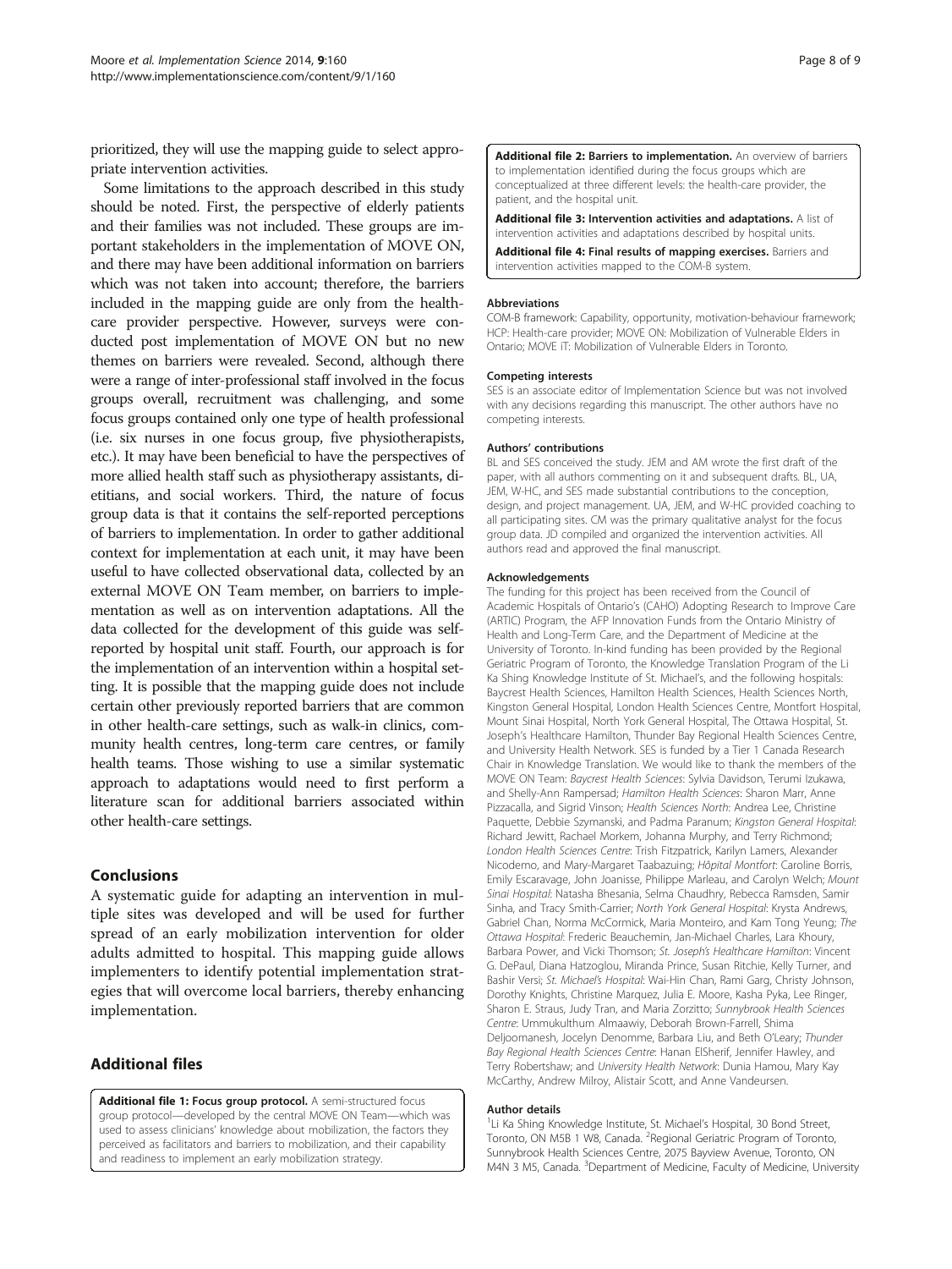prioritized, they will use the mapping guide to select appropriate intervention activities.

Some limitations to the approach described in this study should be noted. First, the perspective of elderly patients and their families was not included. These groups are important stakeholders in the implementation of MOVE ON, and there may have been additional information on barriers which was not taken into account; therefore, the barriers included in the mapping guide are only from the health-care provider perspective. However, surveys were conducted post implementation of MOVE ON but no new themes on barriers were revealed. Second, although there were a range of inter-professional staff involved in the focus groups overall, recruitment was challenging, and some focus groups contained only one type of health professional (i.e. six nurses in one focus group, five physiotherapists, etc.). It may have been beneficial to have the perspectives of more allied health staff such as physiotherapy assistants, dietitians, and social workers. Third, the nature of focus group data is that it contains the self-reported perceptions of barriers to implementation. In order to gather additional context for implementation at each unit, it may have been useful to have collected observational data, collected by an external MOVE ON Team member, on barriers to implementation as well as on intervention adaptations. All the data collected for the development of this guide was self-reported by hospital unit staff. Fourth, our approach is for the implementation of an intervention within a hospital setting. It is possible that the mapping guide does not include certain other previously reported barriers that are common in other health-care settings, such as walk-in clinics, community health centres, long-term care centres, or family health teams. Those wishing to use a similar systematic approach to adaptations would need to first perform a literature scan for additional barriers associated within other health-care settings.

## Conclusions

A systematic guide for adapting an intervention in multiple sites was developed and will be used for further spread of an early mobilization intervention for older adults admitted to hospital. This mapping guide allows implementers to identify potential implementation strategies that will overcome local barriers, thereby enhancing implementation.

## Additional files

**Additional file 1: Focus group protocol.** A semi-structured focus group protocol—developed by the central MOVE ON Team—which was used to assess clinicians' knowledge about mobilization, the factors they perceived as facilitators and barriers to mobilization, and their capability and readiness to implement an early mobilization strategy.

**Additional file 2: Barriers to implementation.** An overview of barriers to implementation identified during the focus groups which are conceptualized at three different levels: the health-care provider, the patient, and the hospital unit.

**Additional file 3: Intervention activities and adaptations.** A list of intervention activities and adaptations described by hospital units.

**Additional file 4: Final results of mapping exercises.** Barriers and intervention activities mapped to the COM-B system.

#### Abbreviations

COM-B framework: Capability, opportunity, motivation-behaviour framework; HCP: Health-care provider; MOVE ON: Mobilization of Vulnerable Elders in Ontario; MOVE iT: Mobilization of Vulnerable Elders in Toronto.

#### Competing interests

SES is an associate editor of Implementation Science but was not involved with any decisions regarding this manuscript. The other authors have no competing interests.

#### Authors' contributions

BL and SES conceived the study. JEM and AM wrote the first draft of the paper, with all authors commenting on it and subsequent drafts. BL, UA, JEM, W-HC, and SES made substantial contributions to the conception, design, and project management. UA, JEM, and W-HC provided coaching to all participating sites. CM was the primary qualitative analyst for the focus group data. JD compiled and organized the intervention activities. All authors read and approved the final manuscript.

#### Acknowledgements

The funding for this project has been received from the Council of Academic Hospitals of Ontario's (CAHO) Adopting Research to Improve Care (ARTIC) Program, the AFP Innovation Funds from the Ontario Ministry of Health and Long-Term Care, and the Department of Medicine at the University of Toronto. In-kind funding has been provided by the Regional Geriatric Program of Toronto, the Knowledge Translation Program of the Li Ka Shing Knowledge Institute of St. Michael's, and the following hospitals: Baycrest Health Sciences, Hamilton Health Sciences, Health Sciences North, Kingston General Hospital, London Health Sciences Centre, Montfort Hospital, Mount Sinai Hospital, North York General Hospital, The Ottawa Hospital, St. Joseph's Healthcare Hamilton, Thunder Bay Regional Health Sciences Centre, and University Health Network. SES is funded by a Tier 1 Canada Research Chair in Knowledge Translation. We would like to thank the members of the MOVE ON Team: *Baycrest Health Sciences*: Sylvia Davidson, Terumi Izukawa, and Shelly-Ann Rampersad; *Hamilton Health Sciences*: Sharon Marr, Anne Pizzacalla, and Sigrid Vinson; *Health Sciences North*: Andrea Lee, Christine Paquette, Debbie Szymanski, and Padma Paranum; *Kingston General Hospital*: Richard Jewitt, Rachael Morkem, Johanna Murphy, and Terry Richmond; *London Health Sciences Centre*: Trish Fitzpatrick, Karilyn Lamers, Alexander Nicodemo, and Mary-Margaret Taabazuing; *Hôpital Montfort*: Caroline Borris, Emily Escaravage, John Joanisse, Philippe Marleau, and Carolyn Welch; *Mount Sinai Hospital*: Natasha Bhesania, Selma Chaudhry, Rebecca Ramsden, Samir Sinha, and Tracy Smith-Carrier; *North York General Hospital*: Krysta Andrews, Gabriel Chan, Norma McCormick, Maria Monteiro, and Kam Tong Yeung; *The Ottawa Hospital*: Frederic Beauchemin, Jan-Michael Charles, Lara Khoury, Barbara Power, and Vicki Thomson; *St. Joseph's Healthcare Hamilton*: Vincent G. DePaul, Diana Hatzoglou, Miranda Prince, Susan Ritchie, Kelly Turner, and Bashir Versi; *St. Michael's Hospital*: Wai-Hin Chan, Rami Garg, Christy Johnson, Dorothy Knights, Christine Marquez, Julia E. Moore, Kasha Pyka, Lee Ringer, Sharon E. Straus, Judy Tran, and Maria Zorzitto; *Sunnybrook Health Sciences Centre*: Ummukulthum Almaawiy, Deborah Brown-Farrell, Shima Deljoomanesh, Jocelyn Denomme, Barbara Liu, and Beth O'Leary; *Thunder Bay Regional Health Sciences Centre*: Hanan ElSherif, Jennifer Hawley, and Terry Robertshaw; and *University Health Network*: Dunia Hamou, Mary Kay McCarthy, Andrew Milroy, Alistair Scott, and Anne Vandeursen.

#### Author details

[1]Li Ka Shing Knowledge Institute, St. Michael's Hospital, 30 Bond Street, Toronto, ON M5B 1 W8, Canada. [2]Regional Geriatric Program of Toronto, Sunnybrook Health Sciences Centre, 2075 Bayview Avenue, Toronto, ON M4N 3 M5, Canada. [3]Department of Medicine, Faculty of Medicine, University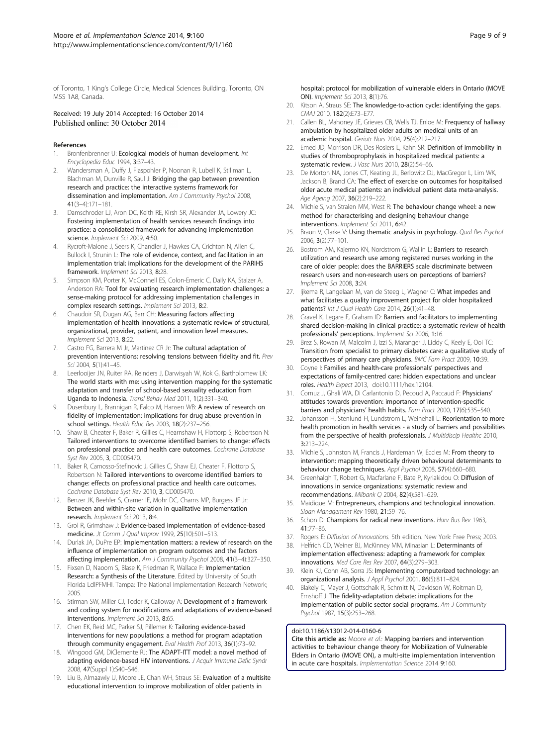of Toronto, 1 King's College Circle, Medical Sciences Building, Toronto, ON M5S 1A8, Canada.

Received: 19 July 2014 Accepted: 16 October 2014
Published online: 30 October 2014

## References

1. Bronfenbrenner U: **Ecological models of human development.** *Int Encyclopedia Educ* 1994, **3:**37–43.
2. Wandersman A, Duffy J, Flaspohler P, Noonan R, Lubell K, Stillman L, Blachman M, Dunville R, Saul J: **Bridging the gap between prevention research and practice: the interactive systems framework for dissemination and implementation.** *Am J Community Psychol* 2008, **41**(3–4):171–181.
3. Damschroder LJ, Aron DC, Keith RE, Kirsh SR, Alexander JA, Lowery JC: **Fostering implementation of health services research findings into practice: a consolidated framework for advancing implementation science.** *Implement Sci* 2009, **4:**50.
4. Rycroft-Malone J, Seers K, Chandler J, Hawkes CA, Crichton N, Allen C, Bullock I, Strunin L: **The role of evidence, context, and facilitation in an implementation trial: implications for the development of the PARIHS framework.** *Implement Sci* 2013, **8:**28.
5. Simpson KM, Porter K, McConnell ES, Colon-Emeric C, Daily KA, Stalzer A, Anderson RA: **Tool for evaluating research implementation challenges: a sense-making protocol for addressing implementation challenges in complex research settings.** *Implement Sci* 2013, **8:**2.
6. Chaudoir SR, Dugan AG, Barr CH: **Measuring factors affecting implementation of health innovations: a systematic review of structural, organizational, provider, patient, and innovation level measures.** *Implement Sci* 2013, **8:**22.
7. Castro FG, Barrera M Jr, Martinez CR Jr: **The cultural adaptation of prevention interventions: resolving tensions between fidelity and fit.** *Prev Sci* 2004, **5**(1):41–45.
8. Leerlooijer JN, Ruiter RA, Reinders J, Darwisyah W, Kok G, Bartholomew LK: **The world starts with me: using intervention mapping for the systematic adaptation and transfer of school-based sexuality education from Uganda to Indonesia.** *Transl Behav Med* 2011, **1**(2):331–340.
9. Dusenbury L, Brannigan R, Falco M, Hansen WB: **A review of research on fidelity of implementation: implications for drug abuse prevention in school settings.** *Health Educ Res* 2003, **18**(2):237–256.
10. Shaw B, Cheater F, Baker R, Gillies C, Hearnshaw H, Flottorp S, Robertson N: **Tailored interventions to overcome identified barriers to change: effects on professional practice and health care outcomes.** *Cochrane Database Syst Rev* 2005, **3**, CD005470.
11. Baker R, Camosso-Stefinovic J, Gillies C, Shaw EJ, Cheater F, Flottorp S, Robertson N: **Tailored interventions to overcome identified barriers to change: effects on professional practice and health care outcomes.** *Cochrane Database Syst Rev* 2010, **3**, CD005470.
12. Benzer JK, Beehler S, Cramer IE, Mohr DC, Charns MP, Burgess JF Jr: **Between and within-site variation in qualitative implementation research.** *Implement Sci* 2013, **8:**4.
13. Grol R, Grimshaw J: **Evidence-based implementation of evidence-based medicine.** *Jt Comm J Qual Improv* 1999, **25**(10):501–513.
14. Durlak JA, DuPre EP: **Implementation matters: a review of research on the influence of implementation on program outcomes and the factors affecting implementation.** *Am J Community Psychol* 2008, **41**(3–4):327–350.
15. Fixsen D, Naoom S, Blase K, Friedman R, Wallace F: **Implementation Research: a Synthesis of the Literature**. Edited by University of South Florida LdlPFMHI. Tampa: The National Implementation Research Network; 2005.
16. Stirman SW, Miller CJ, Toder K, Calloway A: **Development of a framework and coding system for modifications and adaptations of evidence-based interventions.** *Implement Sci* 2013, **8:**65.
17. Chen EK, Reid MC, Parker SJ, Pillemer K: **Tailoring evidence-based interventions for new populations: a method for program adaptation through community engagement.** *Eval Health Prof* 2013, **36**(1):73–92.
18. Wingood GM, DiClemente RJ: **The ADAPT-ITT model: a novel method of adapting evidence-based HIV interventions.** *J Acquir Immune Defic Syndr* 2008, **47**(Suppl 1):S40–S46.
19. Liu B, Almaawiy U, Moore JE, Chan WH, Straus SE: **Evaluation of a multisite educational intervention to improve mobilization of older patients in hospital: protocol for mobilization of vulnerable elders in Ontario (MOVE ON).** *Implement Sci* 2013, **8**(1):76.
20. Kitson A, Straus SE: **The knowledge-to-action cycle: identifying the gaps.** *CMAJ* 2010, **182**(2):E73–E77.
21. Callen BL, Mahoney JE, Grieves CB, Wells TJ, Enloe M: **Frequency of hallway ambulation by hospitalized older adults on medical units of an academic hospital.** *Geriatr Nurs* 2004, **25**(4):212–217.
22. Emed JD, Morrison DR, Des Rosiers L, Kahn SR: **Definition of immobility in studies of thromboprophylaxis in hospitalized medical patients: a systematic review.** *J Vasc Nurs* 2010, **28**(2):54–66.
23. De Morton NA, Jones CT, Keating JL, Berlowitz DJ, MacGregor L, Lim WK, Jackson B, Brand CA: **The effect of exercise on outcomes for hospitalised older acute medical patients: an individual patient data meta-analysis.** *Age Ageing* 2007, **36**(2):219–222.
24. Michie S, van Stralen MM, West R: **The behaviour change wheel: a new method for characterising and designing behaviour change interventions.** *Implement Sci* 2011, **6:**42.
25. Braun V, Clarke V: **Using thematic analysis in psychology.** *Qual Res Psychol* 2006, **3**(2):77–101.
26. Bostrom AM, Kajermo KN, Nordstrom G, Wallin L: **Barriers to research utilization and research use among registered nurses working in the care of older people: does the BARRIERS scale discriminate between research users and non-research users on perceptions of barriers?** *Implement Sci* 2008, **3:**24.
27. Ijkema R, Langelaan M, van de Steeg L, Wagner C: **What impedes and what facilitates a quality improvement project for older hospitalized patients?** *Int J Qual Health Care* 2014, **26**(1):41–48.
28. Gravel K, Legare F, Graham ID: **Barriers and facilitators to implementing shared decision-making in clinical practice: a systematic review of health professionals' perceptions.** *Implement Sci* 2006, **1:**16.
29. Brez S, Rowan M, Malcolm J, Izzi S, Maranger J, Liddy C, Keely E, Ooi TC: **Transition from specialist to primary diabetes care: a qualitative study of perspectives of primary care physicians.** *BMC Fam Pract* 2009, **10:**39.
30. Coyne I: **Families and health-care professionals' perspectives and expectations of family-centred care: hidden expectations and unclear roles.** *Health Expect* 2013, doi:10.1111/hex.12104.
31. Cornuz J, Ghali WA, Di Carlantonio D, Pecoud A, Paccaud F: **Physicians' attitudes towards prevention: importance of intervention-specific barriers and physicians' health habits.** *Fam Pract* 2000, **17**(6):535–540.
32. Johansson H, Stenlund H, Lundstrom L, Weinehall L: **Reorientation to more health promotion in health services - a study of barriers and possibilities from the perspective of health professionals.** *J Multidiscip Healthc* 2010, **3:**213–224.
33. Michie S, Johnston M, Francis J, Hardeman W, Eccles M: **From theory to intervention: mapping theoretically driven behavioural determinants to behaviour change techniques.** *Appl Psychol* 2008, **57**(4):660–680.
34. Greenhalgh T, Robert G, Macfarlane F, Bate P, Kyriakidou O: **Diffusion of innovations in service organizations: systematic review and recommendations.** *Milbank Q* 2004, **82**(4):581–629.
35. Maidique M: **Entrepreneurs, champions and technological innovation.** *Sloan Management Rev* 1980, **21:**59–76.
36. Schon D: **Champions for radical new inventions.** *Harv Bus Rev* 1963, **41:**77–86.
37. Rogers E: *Diffusion of Innovations.* 5th edition. New York: Free Press; 2003.
38. Helfrich CD, Weiner BJ, McKinney MM, Minasian L: **Determinants of implementation effectiveness: adapting a framework for complex innovations.** *Med Care Res Rev* 2007, **64**(3):279–303.
39. Klein KJ, Conn AB, Sorra JS: **Implementing computerized technology: an organizational analysis.** *J Appl Psychol* 2001, **86**(5):811–824.
40. Blakely C, Mayer J, Gottschalk R, Schmitt N, Davidson W, Roitman D, Emshoff J: **The fidelity-adaptation debate: implications for the implementation of public sector social programs.** *Am J Community Psychol* 1987, **15**(3):253–268.

doi:10.1186/s13012-014-0160-6

**Cite this article as:** Moore *et al.*: Mapping barriers and intervention activities to behaviour change theory for Mobilization of Vulnerable Elders in Ontario (MOVE ON), a multi-site implementation intervention in acute care hospitals. *Implementation Science* 2014 **9**:160.